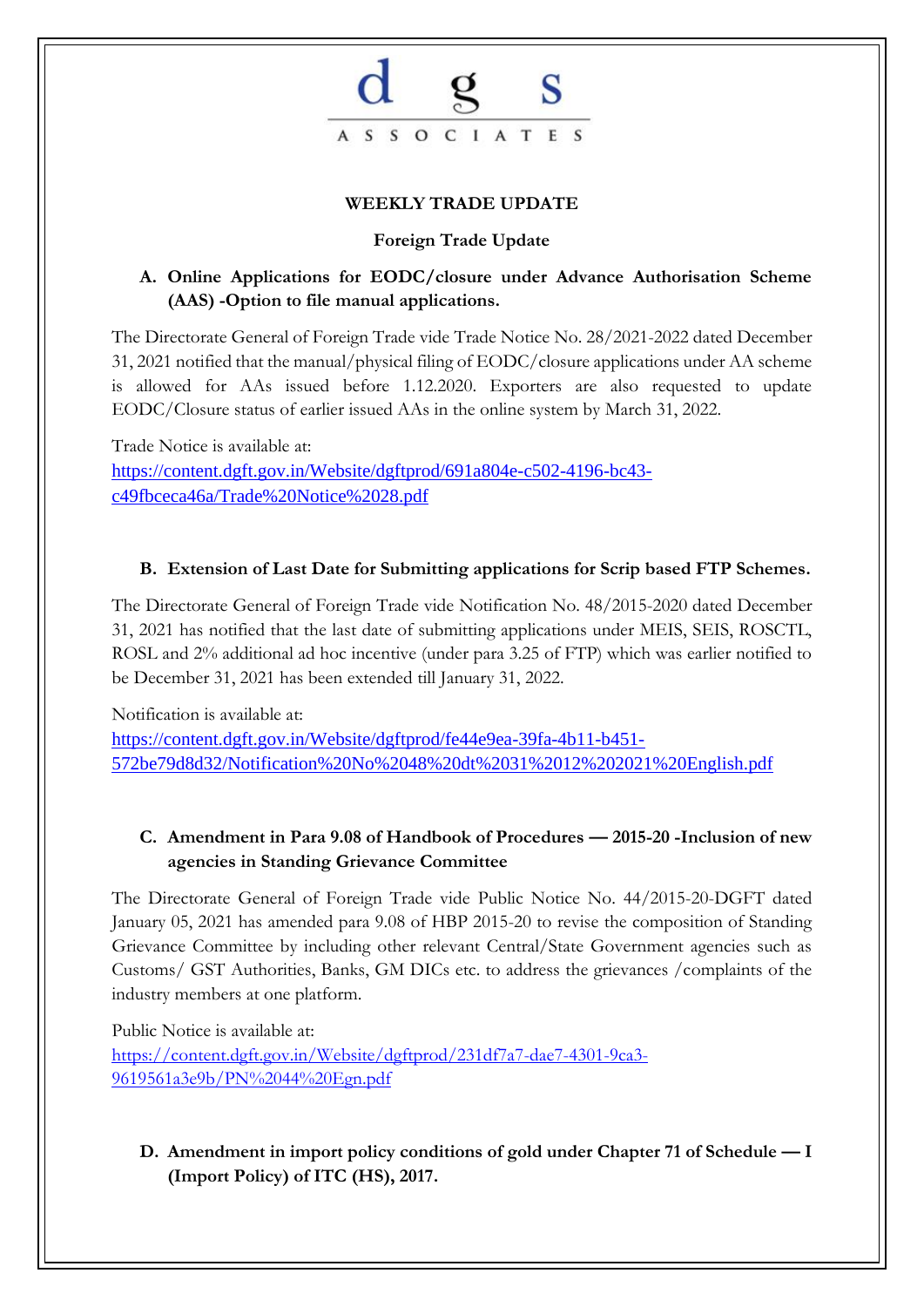d g s

ASSOCIATES

**WEEKLY TRADE UPDATE**

**Foreign Trade Update**

**A. Online Applications for EODC/closure under Advance Authorisation Scheme (AAS) -Option to file manual applications.**

The Directorate General of Foreign Trade vide Trade Notice No. 28/2021-2022 dated December 31, 2021 notified that the manual/physical filing of EODC/closure applications under AA scheme is allowed for AAs issued before 1.12.2020. Exporters are also requested to update EODC/Closure status of earlier issued AAs in the online system by March 31, 2022.

Trade Notice is available at:
https://content.dgft.gov.in/Website/dgftprod/691a804e-c502-4196-bc43-c49fbceca46a/Trade%20Notice%2028.pdf

**B. Extension of Last Date for Submitting applications for Scrip based FTP Schemes.**

The Directorate General of Foreign Trade vide Notification No. 48/2015-2020 dated December 31, 2021 has notified that the last date of submitting applications under MEIS, SEIS, ROSCTL, ROSL and 2% additional ad hoc incentive (under para 3.25 of FTP) which was earlier notified to be December 31, 2021 has been extended till January 31, 2022.

Notification is available at:
https://content.dgft.gov.in/Website/dgftprod/fe44e9ea-39fa-4b11-b451-572be79d8d32/Notification%20No%2048%20dt%2031%2012%202021%20English.pdf

**C. Amendment in Para 9.08 of Handbook of Procedures — 2015-20 -Inclusion of new agencies in Standing Grievance Committee**

The Directorate General of Foreign Trade vide Public Notice No. 44/2015-20-DGFT dated January 05, 2021 has amended para 9.08 of HBP 2015-20 to revise the composition of Standing Grievance Committee by including other relevant Central/State Government agencies such as Customs/ GST Authorities, Banks, GM DICs etc. to address the grievances /complaints of the industry members at one platform.

Public Notice is available at:
https://content.dgft.gov.in/Website/dgftprod/231df7a7-dae7-4301-9ca3-9619561a3e9b/PN%2044%20Egn.pdf

**D. Amendment in import policy conditions of gold under Chapter 71 of Schedule — I (Import Policy) of ITC (HS), 2017.**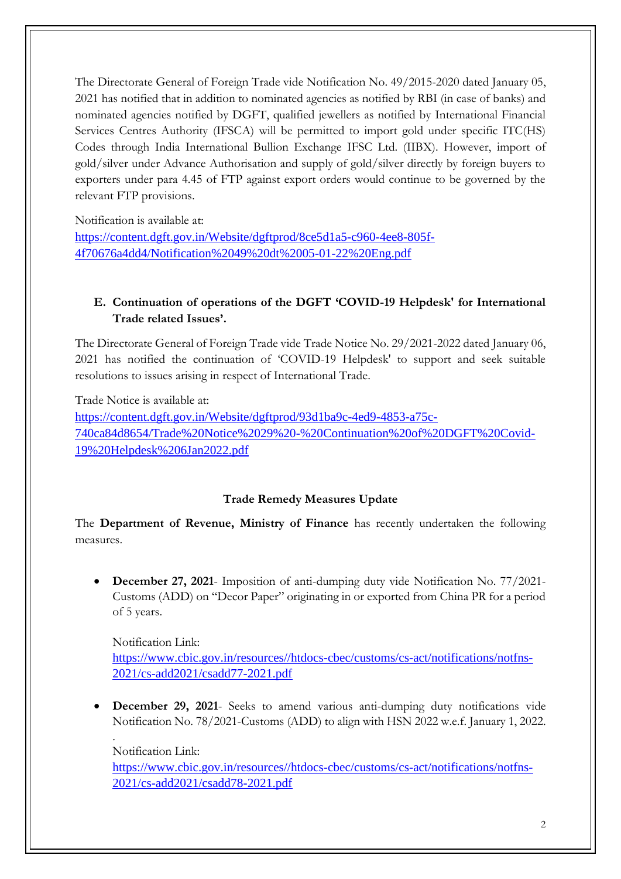The Directorate General of Foreign Trade vide Notification No. 49/2015-2020 dated January 05, 2021 has notified that in addition to nominated agencies as notified by RBI (in case of banks) and nominated agencies notified by DGFT, qualified jewellers as notified by International Financial Services Centres Authority (IFSCA) will be permitted to import gold under specific ITC(HS) Codes through India International Bullion Exchange IFSC Ltd. (IIBX). However, import of gold/silver under Advance Authorisation and supply of gold/silver directly by foreign buyers to exporters under para 4.45 of FTP against export orders would continue to be governed by the relevant FTP provisions.

Notification is available at:
https://content.dgft.gov.in/Website/dgftprod/8ce5d1a5-c960-4ee8-805f-4f70676a4dd4/Notification%2049%20dt%2005-01-22%20Eng.pdf

## E. Continuation of operations of the DGFT 'COVID-19 Helpdesk' for International Trade related Issues'.

The Directorate General of Foreign Trade vide Trade Notice No. 29/2021-2022 dated January 06, 2021 has notified the continuation of 'COVID-19 Helpdesk' to support and seek suitable resolutions to issues arising in respect of International Trade.

Trade Notice is available at:
https://content.dgft.gov.in/Website/dgftprod/93d1ba9c-4ed9-4853-a75c-740ca84d8654/Trade%20Notice%2029%20-%20Continuation%20of%20DGFT%20Covid-19%20Helpdesk%206Jan2022.pdf

## Trade Remedy Measures Update

The **Department of Revenue, Ministry of Finance** has recently undertaken the following measures.

- **December 27, 2021**- Imposition of anti-dumping duty vide Notification No. 77/2021-Customs (ADD) on "Decor Paper" originating in or exported from China PR for a period of 5 years.

  Notification Link:
  https://www.cbic.gov.in/resources//htdocs-cbec/customs/cs-act/notifications/notfns-2021/cs-add2021/csadd77-2021.pdf

- **December 29, 2021**- Seeks to amend various anti-dumping duty notifications vide Notification No. 78/2021-Customs (ADD) to align with HSN 2022 w.e.f. January 1, 2022.
  .
  Notification Link:
  https://www.cbic.gov.in/resources//htdocs-cbec/customs/cs-act/notifications/notfns-2021/cs-add2021/csadd78-2021.pdf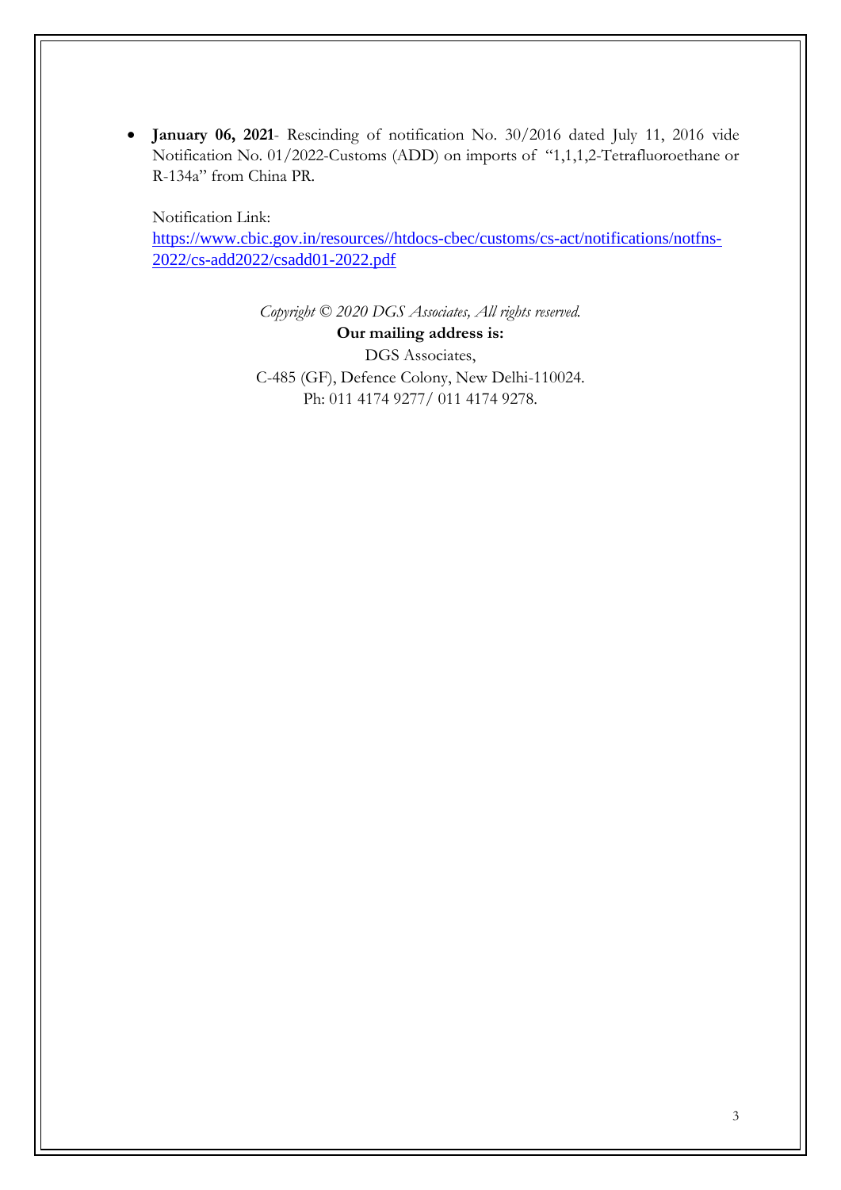- **January 06, 2021**- Rescinding of notification No. 30/2016 dated July 11, 2016 vide Notification No. 01/2022-Customs (ADD) on imports of "1,1,1,2-Tetrafluoroethane or R-134a" from China PR.

  Notification Link:
  https://www.cbic.gov.in/resources//htdocs-cbec/customs/cs-act/notifications/notfns-2022/cs-add2022/csadd01-2022.pdf

*Copyright © 2020 DGS Associates, All rights reserved.*

**Our mailing address is:**

DGS Associates,

C-485 (GF), Defence Colony, New Delhi-110024.

Ph: 011 4174 9277/ 011 4174 9278.